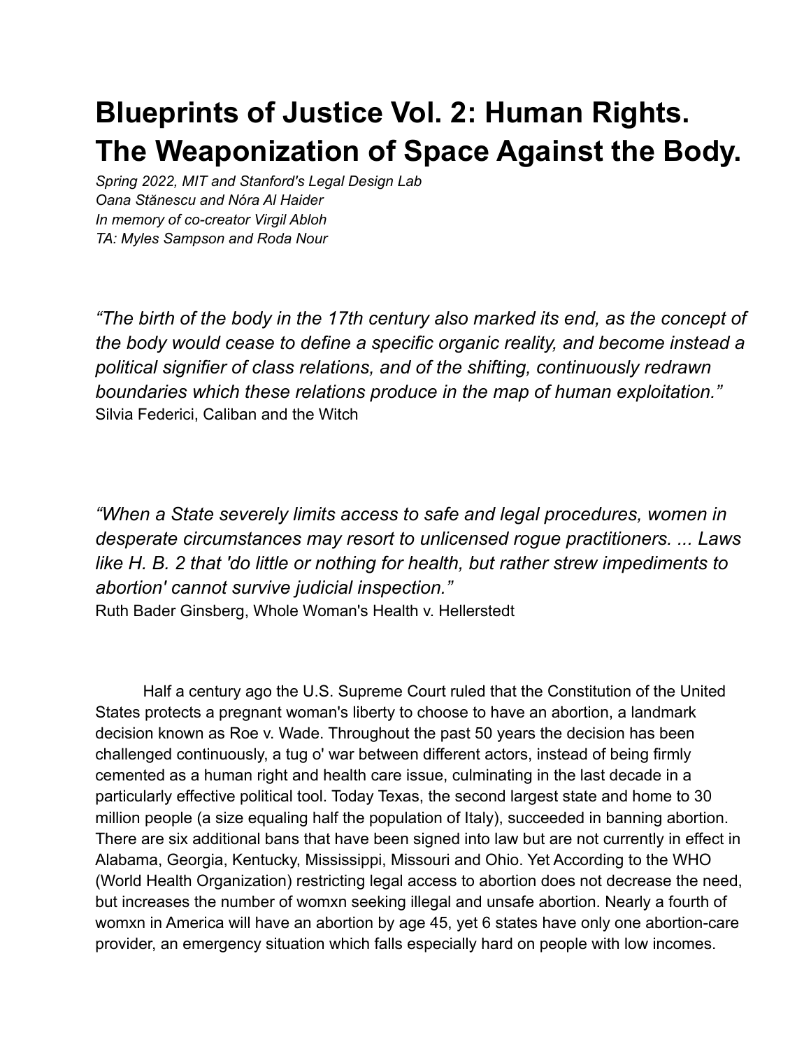# Blueprints of Justice Vol. 2: Human Rights. The Weaponization of Space Against the Body.

*Spring 2022, MIT and Stanford's Legal Design Lab*
*Oana Stănescu and Nóra Al Haider*
*In memory of co-creator Virgil Abloh*
*TA: Myles Sampson and Roda Nour*

*“The birth of the body in the 17th century also marked its end, as the concept of the body would cease to define a specific organic reality, and become instead a political signifier of class relations, and of the shifting, continuously redrawn boundaries which these relations produce in the map of human exploitation.”*
Silvia Federici, Caliban and the Witch

*“When a State severely limits access to safe and legal procedures, women in desperate circumstances may resort to unlicensed rogue practitioners. ... Laws like H. B. 2 that 'do little or nothing for health, but rather strew impediments to abortion' cannot survive judicial inspection.”*
Ruth Bader Ginsberg, Whole Woman's Health v. Hellerstedt

Half a century ago the U.S. Supreme Court ruled that the Constitution of the United States protects a pregnant woman's liberty to choose to have an abortion, a landmark decision known as Roe v. Wade. Throughout the past 50 years the decision has been challenged continuously, a tug o' war between different actors, instead of being firmly cemented as a human right and health care issue, culminating in the last decade in a particularly effective political tool. Today Texas, the second largest state and home to 30 million people (a size equaling half the population of Italy), succeeded in banning abortion. There are six additional bans that have been signed into law but are not currently in effect in Alabama, Georgia, Kentucky, Mississippi, Missouri and Ohio. Yet According to the WHO (World Health Organization) restricting legal access to abortion does not decrease the need, but increases the number of womxn seeking illegal and unsafe abortion. Nearly a fourth of womxn in America will have an abortion by age 45, yet 6 states have only one abortion-care provider, an emergency situation which falls especially hard on people with low incomes.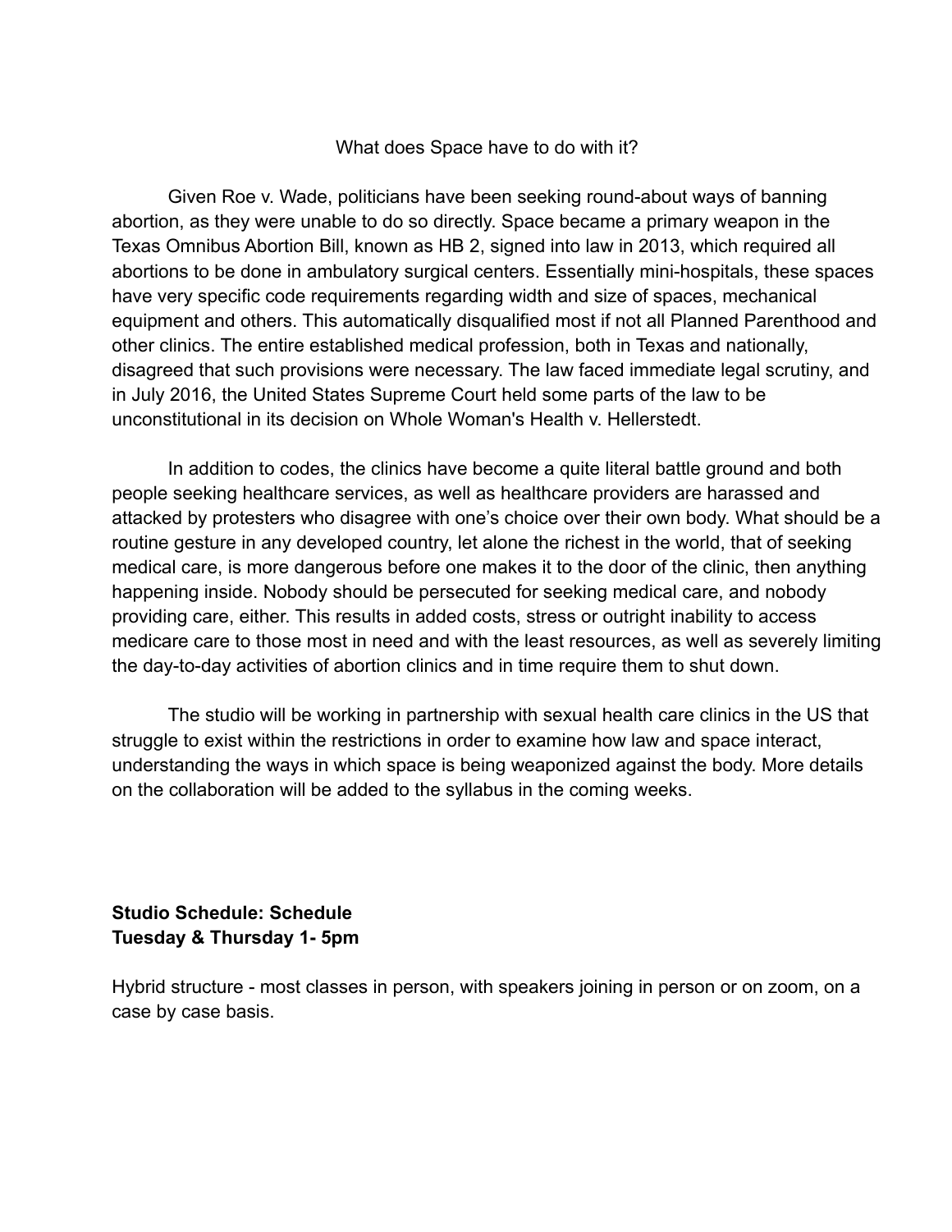## What does Space have to do with it?

Given Roe v. Wade, politicians have been seeking round-about ways of banning abortion, as they were unable to do so directly. Space became a primary weapon in the Texas Omnibus Abortion Bill, known as HB 2, signed into law in 2013, which required all abortions to be done in ambulatory surgical centers. Essentially mini-hospitals, these spaces have very specific code requirements regarding width and size of spaces, mechanical equipment and others. This automatically disqualified most if not all Planned Parenthood and other clinics. The entire established medical profession, both in Texas and nationally, disagreed that such provisions were necessary. The law faced immediate legal scrutiny, and in July 2016, the United States Supreme Court held some parts of the law to be unconstitutional in its decision on Whole Woman's Health v. Hellerstedt.

In addition to codes, the clinics have become a quite literal battle ground and both people seeking healthcare services, as well as healthcare providers are harassed and attacked by protesters who disagree with one's choice over their own body. What should be a routine gesture in any developed country, let alone the richest in the world, that of seeking medical care, is more dangerous before one makes it to the door of the clinic, then anything happening inside. Nobody should be persecuted for seeking medical care, and nobody providing care, either. This results in added costs, stress or outright inability to access medicare care to those most in need and with the least resources, as well as severely limiting the day-to-day activities of abortion clinics and in time require them to shut down.

The studio will be working in partnership with sexual health care clinics in the US that struggle to exist within the restrictions in order to examine how law and space interact, understanding the ways in which space is being weaponized against the body. More details on the collaboration will be added to the syllabus in the coming weeks.

**Studio Schedule: Schedule**
**Tuesday & Thursday 1- 5pm**

Hybrid structure - most classes in person, with speakers joining in person or on zoom, on a case by case basis.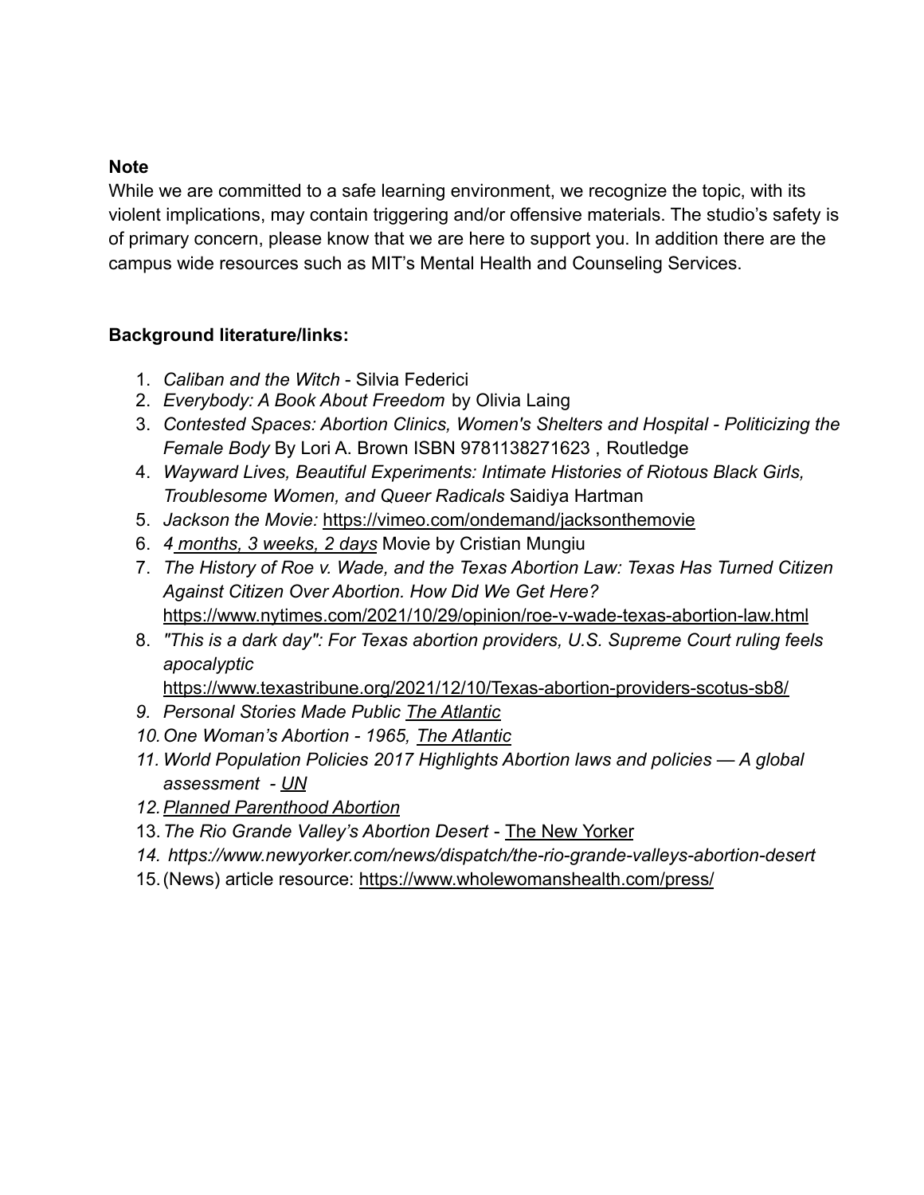**Note**

While we are committed to a safe learning environment, we recognize the topic, with its violent implications, may contain triggering and/or offensive materials. The studio's safety is of primary concern, please know that we are here to support you. In addition there are the campus wide resources such as MIT's Mental Health and Counseling Services.

**Background literature/links:**

1. *Caliban and the Witch* - Silvia Federici
2. *Everybody: A Book About Freedom* by Olivia Laing
3. *Contested Spaces: Abortion Clinics, Women's Shelters and Hospital - Politicizing the Female Body* By Lori A. Brown ISBN 9781138271623 , Routledge
4. *Wayward Lives, Beautiful Experiments: Intimate Histories of Riotous Black Girls, Troublesome Women, and Queer Radicals* Saidiya Hartman
5. *Jackson the Movie:* https://vimeo.com/ondemand/jacksonthemovie
6. *4 months, 3 weeks, 2 days* Movie by Cristian Mungiu
7. *The History of Roe v. Wade, and the Texas Abortion Law: Texas Has Turned Citizen Against Citizen Over Abortion. How Did We Get Here?* https://www.nytimes.com/2021/10/29/opinion/roe-v-wade-texas-abortion-law.html
8. *"This is a dark day": For Texas abortion providers, U.S. Supreme Court ruling feels apocalyptic* https://www.texastribune.org/2021/12/10/Texas-abortion-providers-scotus-sb8/
9. *Personal Stories Made Public The Atlantic*
10. *One Woman's Abortion - 1965, The Atlantic*
11. *World Population Policies 2017 Highlights Abortion laws and policies — A global assessment - UN*
12. *Planned Parenthood Abortion*
13. *The Rio Grande Valley's Abortion Desert* - The New Yorker
14. *https://www.newyorker.com/news/dispatch/the-rio-grande-valleys-abortion-desert*
15. (News) article resource: https://www.wholewomanshealth.com/press/